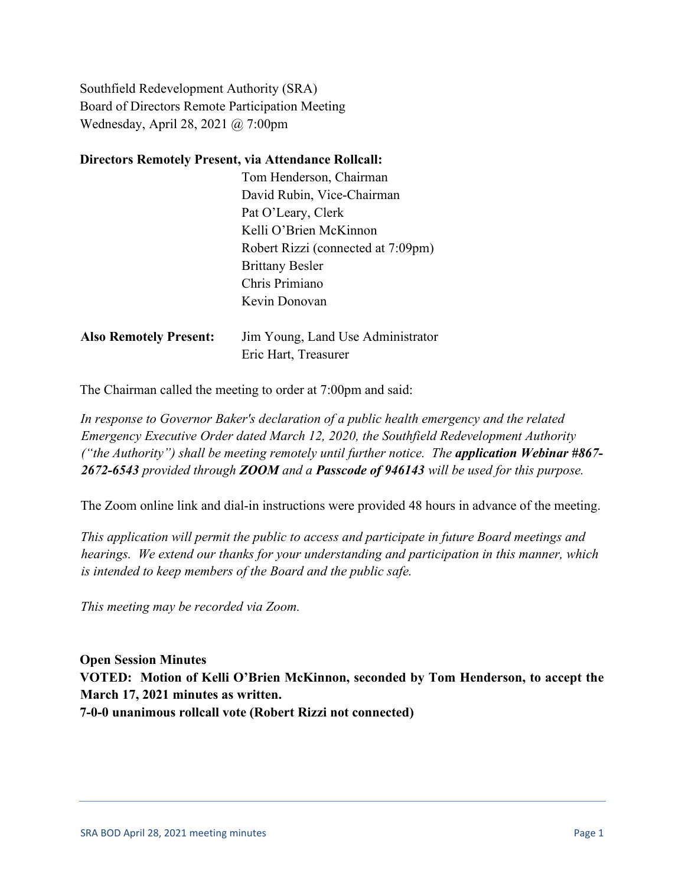Southfield Redevelopment Authority (SRA)
Board of Directors Remote Participation Meeting
Wednesday, April 28, 2021 @ 7:00pm

**Directors Remotely Present, via Attendance Rollcall:**

Tom Henderson, Chairman
David Rubin, Vice-Chairman
Pat O'Leary, Clerk
Kelli O'Brien McKinnon
Robert Rizzi (connected at 7:09pm)
Brittany Besler
Chris Primiano
Kevin Donovan

**Also Remotely Present:** Jim Young, Land Use Administrator
Eric Hart, Treasurer

The Chairman called the meeting to order at 7:00pm and said:

*In response to Governor Baker's declaration of a public health emergency and the related Emergency Executive Order dated March 12, 2020, the Southfield Redevelopment Authority ("the Authority") shall be meeting remotely until further notice. The **application Webinar #867-2672-6543** provided through **ZOOM** and a **Passcode of 946143** will be used for this purpose.*

The Zoom online link and dial-in instructions were provided 48 hours in advance of the meeting.

*This application will permit the public to access and participate in future Board meetings and hearings. We extend our thanks for your understanding and participation in this manner, which is intended to keep members of the Board and the public safe.*

*This meeting may be recorded via Zoom.*

**Open Session Minutes**
**VOTED: Motion of Kelli O'Brien McKinnon, seconded by Tom Henderson, to accept the March 17, 2021 minutes as written.**
**7-0-0 unanimous rollcall vote (Robert Rizzi not connected)**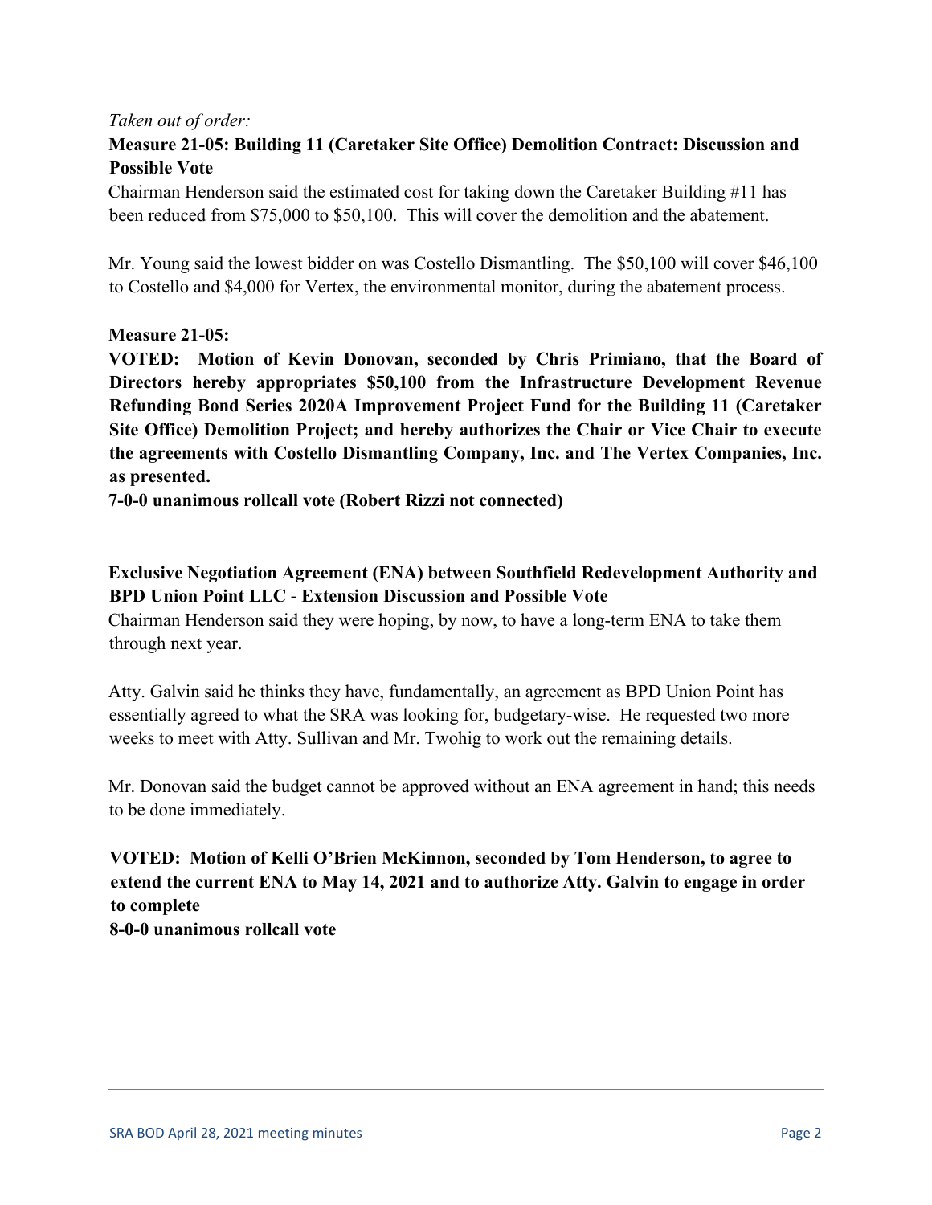*Taken out of order:*

**Measure 21-05: Building 11 (Caretaker Site Office) Demolition Contract: Discussion and Possible Vote**

Chairman Henderson said the estimated cost for taking down the Caretaker Building #11 has been reduced from $75,000 to $50,100. This will cover the demolition and the abatement.

Mr. Young said the lowest bidder on was Costello Dismantling. The $50,100 will cover $46,100 to Costello and $4,000 for Vertex, the environmental monitor, during the abatement process.

**Measure 21-05:**

**VOTED: Motion of Kevin Donovan, seconded by Chris Primiano, that the Board of Directors hereby appropriates $50,100 from the Infrastructure Development Revenue Refunding Bond Series 2020A Improvement Project Fund for the Building 11 (Caretaker Site Office) Demolition Project; and hereby authorizes the Chair or Vice Chair to execute the agreements with Costello Dismantling Company, Inc. and The Vertex Companies, Inc. as presented.**

**7-0-0 unanimous rollcall vote (Robert Rizzi not connected)**

**Exclusive Negotiation Agreement (ENA) between Southfield Redevelopment Authority and BPD Union Point LLC - Extension Discussion and Possible Vote**

Chairman Henderson said they were hoping, by now, to have a long-term ENA to take them through next year.

Atty. Galvin said he thinks they have, fundamentally, an agreement as BPD Union Point has essentially agreed to what the SRA was looking for, budgetary-wise. He requested two more weeks to meet with Atty. Sullivan and Mr. Twohig to work out the remaining details.

Mr. Donovan said the budget cannot be approved without an ENA agreement in hand; this needs to be done immediately.

**VOTED: Motion of Kelli O'Brien McKinnon, seconded by Tom Henderson, to agree to extend the current ENA to May 14, 2021 and to authorize Atty. Galvin to engage in order to complete**

**8-0-0 unanimous rollcall vote**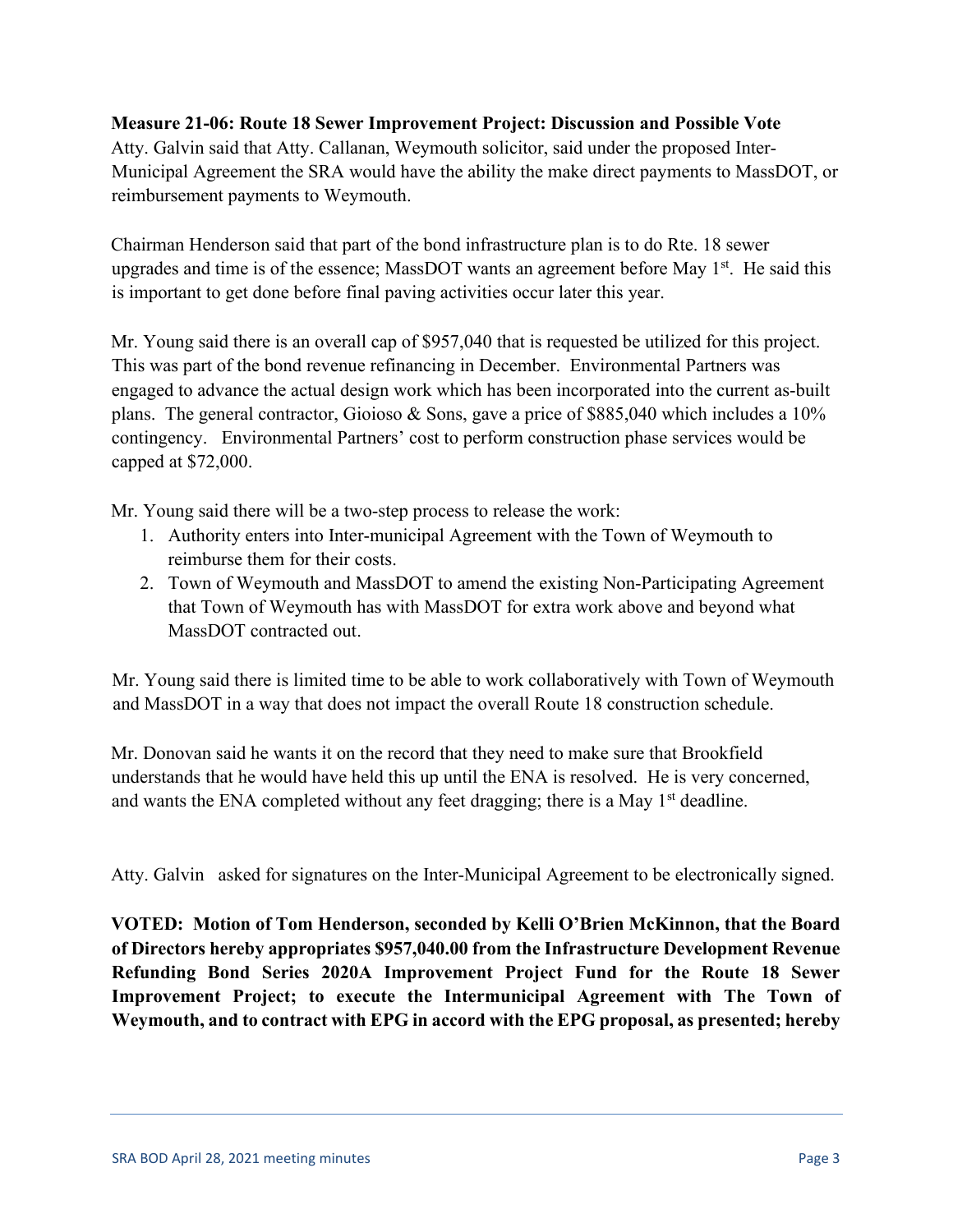**Measure 21-06: Route 18 Sewer Improvement Project: Discussion and Possible Vote**
Atty. Galvin said that Atty. Callanan, Weymouth solicitor, said under the proposed Inter-Municipal Agreement the SRA would have the ability the make direct payments to MassDOT, or reimbursement payments to Weymouth.

Chairman Henderson said that part of the bond infrastructure plan is to do Rte. 18 sewer upgrades and time is of the essence; MassDOT wants an agreement before May 1st. He said this is important to get done before final paving activities occur later this year.

Mr. Young said there is an overall cap of $957,040 that is requested be utilized for this project. This was part of the bond revenue refinancing in December. Environmental Partners was engaged to advance the actual design work which has been incorporated into the current as-built plans. The general contractor, Gioioso & Sons, gave a price of $885,040 which includes a 10% contingency. Environmental Partners' cost to perform construction phase services would be capped at $72,000.

Mr. Young said there will be a two-step process to release the work:

1. Authority enters into Inter-municipal Agreement with the Town of Weymouth to reimburse them for their costs.
2. Town of Weymouth and MassDOT to amend the existing Non-Participating Agreement that Town of Weymouth has with MassDOT for extra work above and beyond what MassDOT contracted out.

Mr. Young said there is limited time to be able to work collaboratively with Town of Weymouth and MassDOT in a way that does not impact the overall Route 18 construction schedule.

Mr. Donovan said he wants it on the record that they need to make sure that Brookfield understands that he would have held this up until the ENA is resolved. He is very concerned, and wants the ENA completed without any feet dragging; there is a May 1st deadline.

Atty. Galvin asked for signatures on the Inter-Municipal Agreement to be electronically signed.

**VOTED: Motion of Tom Henderson, seconded by Kelli O'Brien McKinnon, that the Board of Directors hereby appropriates $957,040.00 from the Infrastructure Development Revenue Refunding Bond Series 2020A Improvement Project Fund for the Route 18 Sewer Improvement Project; to execute the Intermunicipal Agreement with The Town of Weymouth, and to contract with EPG in accord with the EPG proposal, as presented; hereby**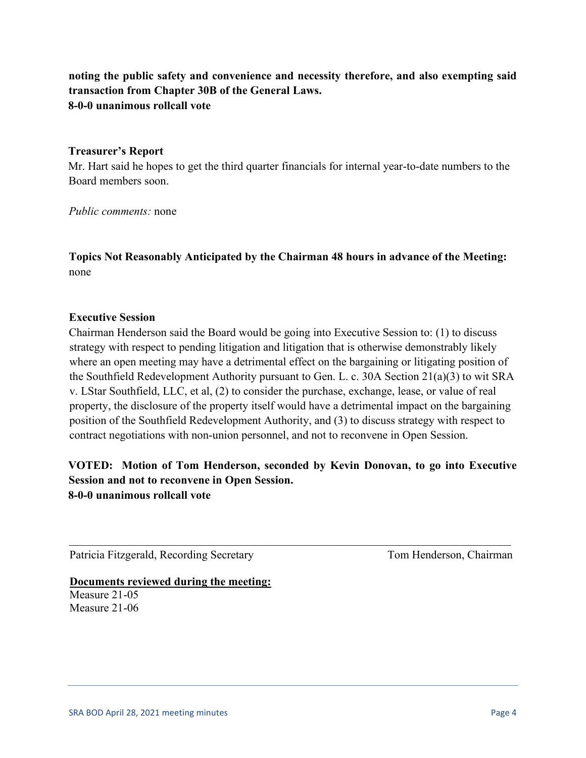**noting the public safety and convenience and necessity therefore, and also exempting said transaction from Chapter 30B of the General Laws.**
**8-0-0 unanimous rollcall vote**

**Treasurer's Report**

Mr. Hart said he hopes to get the third quarter financials for internal year-to-date numbers to the Board members soon.

*Public comments:* none

**Topics Not Reasonably Anticipated by the Chairman 48 hours in advance of the Meeting:** none

**Executive Session**

Chairman Henderson said the Board would be going into Executive Session to: (1) to discuss strategy with respect to pending litigation and litigation that is otherwise demonstrably likely where an open meeting may have a detrimental effect on the bargaining or litigating position of the Southfield Redevelopment Authority pursuant to Gen. L. c. 30A Section 21(a)(3) to wit SRA v. LStar Southfield, LLC, et al, (2) to consider the purchase, exchange, lease, or value of real property, the disclosure of the property itself would have a detrimental impact on the bargaining position of the Southfield Redevelopment Authority, and (3) to discuss strategy with respect to contract negotiations with non-union personnel, and not to reconvene in Open Session.

**VOTED: Motion of Tom Henderson, seconded by Kevin Donovan, to go into Executive Session and not to reconvene in Open Session.**
**8-0-0 unanimous rollcall vote**

Patricia Fitzgerald, Recording Secretary — Tom Henderson, Chairman

**Documents reviewed during the meeting:**

Measure 21-05
Measure 21-06